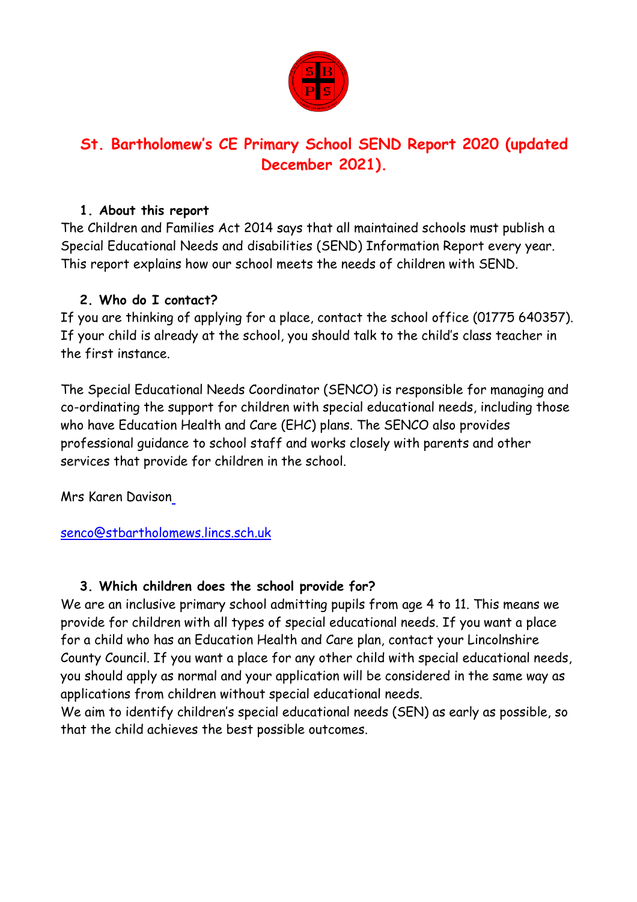# St. Bartholomew's CE Primary School SEND Report 2020 (updated December 2021).

## 1. About this report

The Children and Families Act 2014 says that all maintained schools must publish a Special Educational Needs and disabilities (SEND) Information Report every year. This report explains how our school meets the needs of children with SEND.

## 2. Who do I contact?

If you are thinking of applying for a place, contact the school office (01775 640357). If your child is already at the school, you should talk to the child's class teacher in the first instance.

The Special Educational Needs Coordinator (SENCO) is responsible for managing and co-ordinating the support for children with special educational needs, including those who have Education Health and Care (EHC) plans. The SENCO also provides professional guidance to school staff and works closely with parents and other services that provide for children in the school.

Mrs Karen Davison

senco@stbartholomews.lincs.sch.uk

## 3. Which children does the school provide for?

We are an inclusive primary school admitting pupils from age 4 to 11. This means we provide for children with all types of special educational needs. If you want a place for a child who has an Education Health and Care plan, contact your Lincolnshire County Council. If you want a place for any other child with special educational needs, you should apply as normal and your application will be considered in the same way as applications from children without special educational needs.

We aim to identify children's special educational needs (SEN) as early as possible, so that the child achieves the best possible outcomes.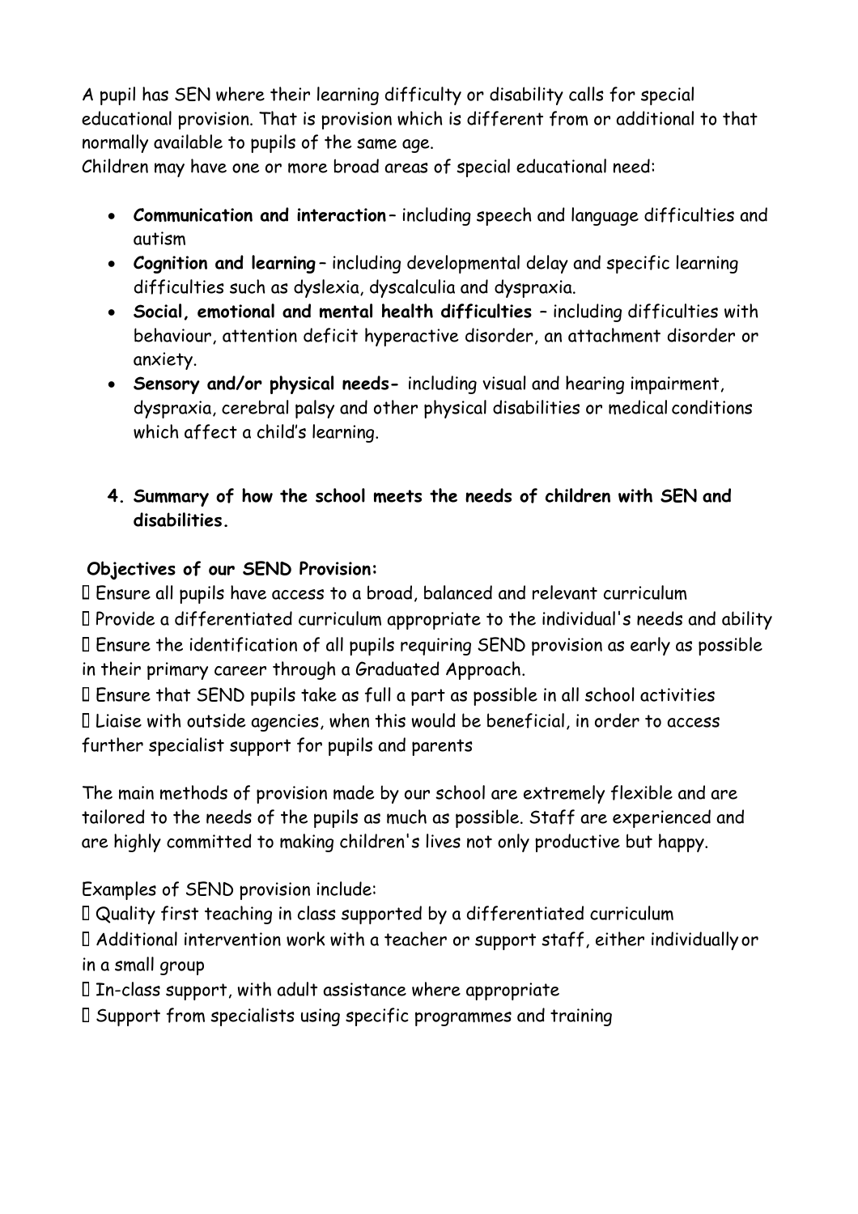A pupil has SEN where their learning difficulty or disability calls for special educational provision. That is provision which is different from or additional to that normally available to pupils of the same age.

Children may have one or more broad areas of special educational need:

- **Communication and interaction**– including speech and language difficulties and autism
- **Cognition and learning**– including developmental delay and specific learning difficulties such as dyslexia, dyscalculia and dyspraxia.
- **Social, emotional and mental health difficulties** – including difficulties with behaviour, attention deficit hyperactive disorder, an attachment disorder or anxiety.
- **Sensory and/or physical needs-** including visual and hearing impairment, dyspraxia, cerebral palsy and other physical disabilities or medical conditions which affect a child's learning.

## 4. Summary of how the school meets the needs of children with SEN and disabilities.

**Objectives of our SEND Provision:**

- Ensure all pupils have access to a broad, balanced and relevant curriculum
- Provide a differentiated curriculum appropriate to the individual's needs and ability
- Ensure the identification of all pupils requiring SEND provision as early as possible in their primary career through a Graduated Approach.
- Ensure that SEND pupils take as full a part as possible in all school activities
- Liaise with outside agencies, when this would be beneficial, in order to access further specialist support for pupils and parents

The main methods of provision made by our school are extremely flexible and are tailored to the needs of the pupils as much as possible. Staff are experienced and are highly committed to making children's lives not only productive but happy.

Examples of SEND provision include:

- Quality first teaching in class supported by a differentiated curriculum
- Additional intervention work with a teacher or support staff, either individually or in a small group
- In-class support, with adult assistance where appropriate
- Support from specialists using specific programmes and training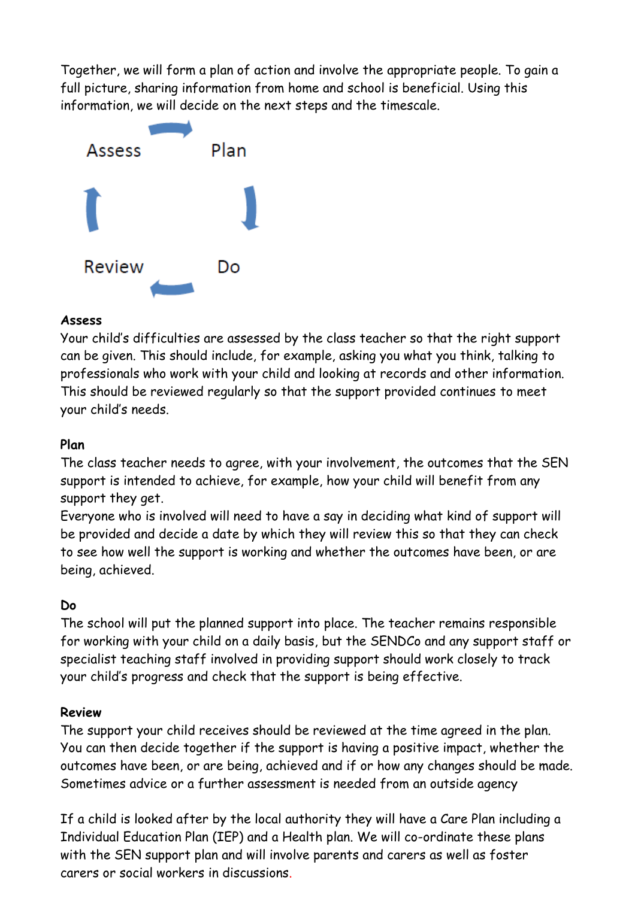Together, we will form a plan of action and involve the appropriate people. To gain a full picture, sharing information from home and school is beneficial. Using this information, we will decide on the next steps and the timescale.

Assess → Plan → Do → Review

**Assess**
Your child's difficulties are assessed by the class teacher so that the right support can be given. This should include, for example, asking you what you think, talking to professionals who work with your child and looking at records and other information. This should be reviewed regularly so that the support provided continues to meet your child's needs.

**Plan**
The class teacher needs to agree, with your involvement, the outcomes that the SEN support is intended to achieve, for example, how your child will benefit from any support they get.
Everyone who is involved will need to have a say in deciding what kind of support will be provided and decide a date by which they will review this so that they can check to see how well the support is working and whether the outcomes have been, or are being, achieved.

**Do**
The school will put the planned support into place. The teacher remains responsible for working with your child on a daily basis, but the SENDCo and any support staff or specialist teaching staff involved in providing support should work closely to track your child's progress and check that the support is being effective.

**Review**
The support your child receives should be reviewed at the time agreed in the plan. You can then decide together if the support is having a positive impact, whether the outcomes have been, or are being, achieved and if or how any changes should be made. Sometimes advice or a further assessment is needed from an outside agency

If a child is looked after by the local authority they will have a Care Plan including a Individual Education Plan (IEP) and a Health plan. We will co-ordinate these plans with the SEN support plan and will involve parents and carers as well as foster carers or social workers in discussions.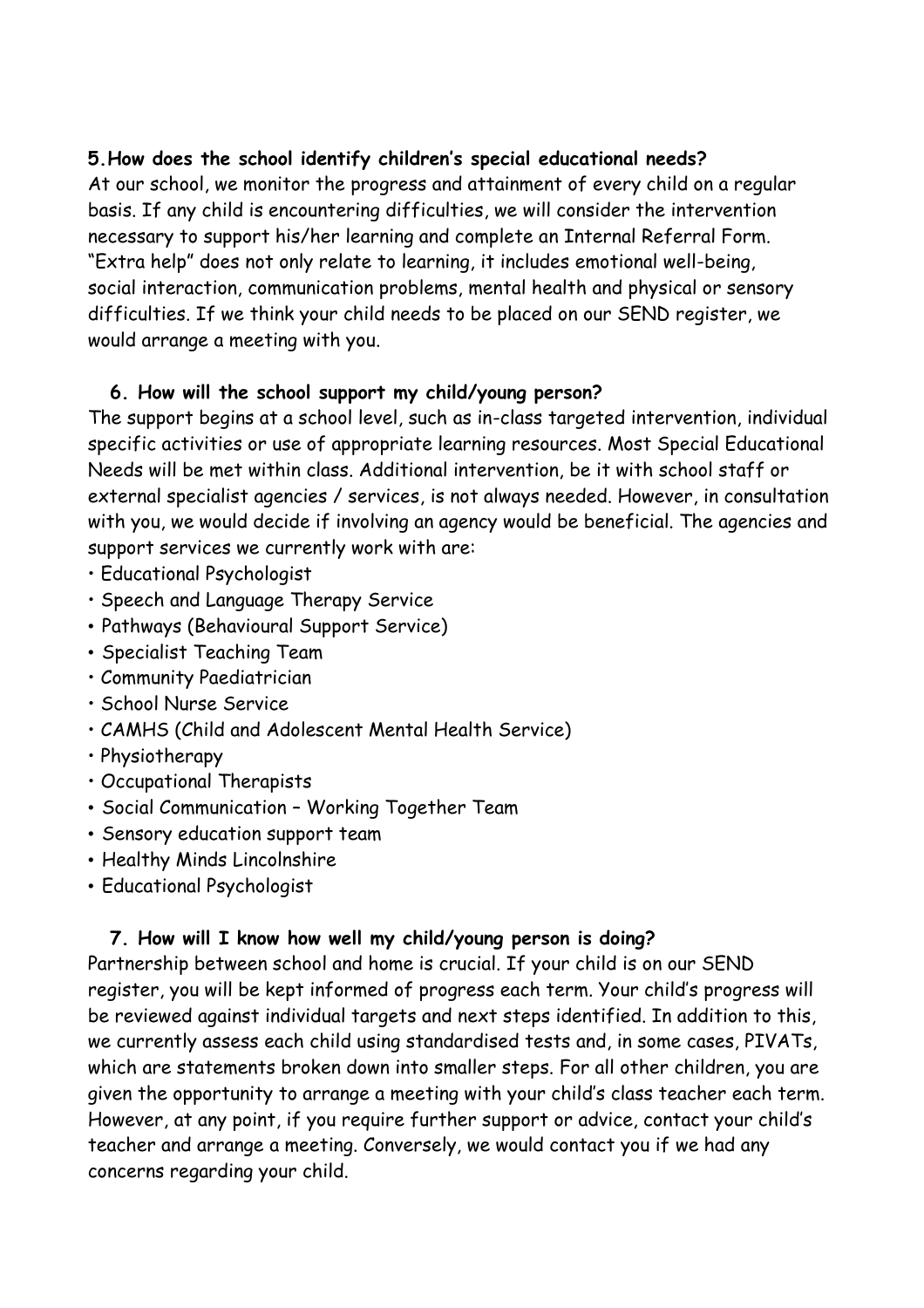**5. How does the school identify children's special educational needs?**

At our school, we monitor the progress and attainment of every child on a regular basis. If any child is encountering difficulties, we will consider the intervention necessary to support his/her learning and complete an Internal Referral Form. "Extra help" does not only relate to learning, it includes emotional well-being, social interaction, communication problems, mental health and physical or sensory difficulties. If we think your child needs to be placed on our SEND register, we would arrange a meeting with you.

**6. How will the school support my child/young person?**

The support begins at a school level, such as in-class targeted intervention, individual specific activities or use of appropriate learning resources. Most Special Educational Needs will be met within class. Additional intervention, be it with school staff or external specialist agencies / services, is not always needed. However, in consultation with you, we would decide if involving an agency would be beneficial. The agencies and support services we currently work with are:

- Educational Psychologist
- Speech and Language Therapy Service
- Pathways (Behavioural Support Service)
- Specialist Teaching Team
- Community Paediatrician
- School Nurse Service
- CAMHS (Child and Adolescent Mental Health Service)
- Physiotherapy
- Occupational Therapists
- Social Communication – Working Together Team
- Sensory education support team
- Healthy Minds Lincolnshire
- Educational Psychologist

**7. How will I know how well my child/young person is doing?**

Partnership between school and home is crucial. If your child is on our SEND register, you will be kept informed of progress each term. Your child's progress will be reviewed against individual targets and next steps identified. In addition to this, we currently assess each child using standardised tests and, in some cases, PIVATs, which are statements broken down into smaller steps. For all other children, you are given the opportunity to arrange a meeting with your child's class teacher each term. However, at any point, if you require further support or advice, contact your child's teacher and arrange a meeting. Conversely, we would contact you if we had any concerns regarding your child.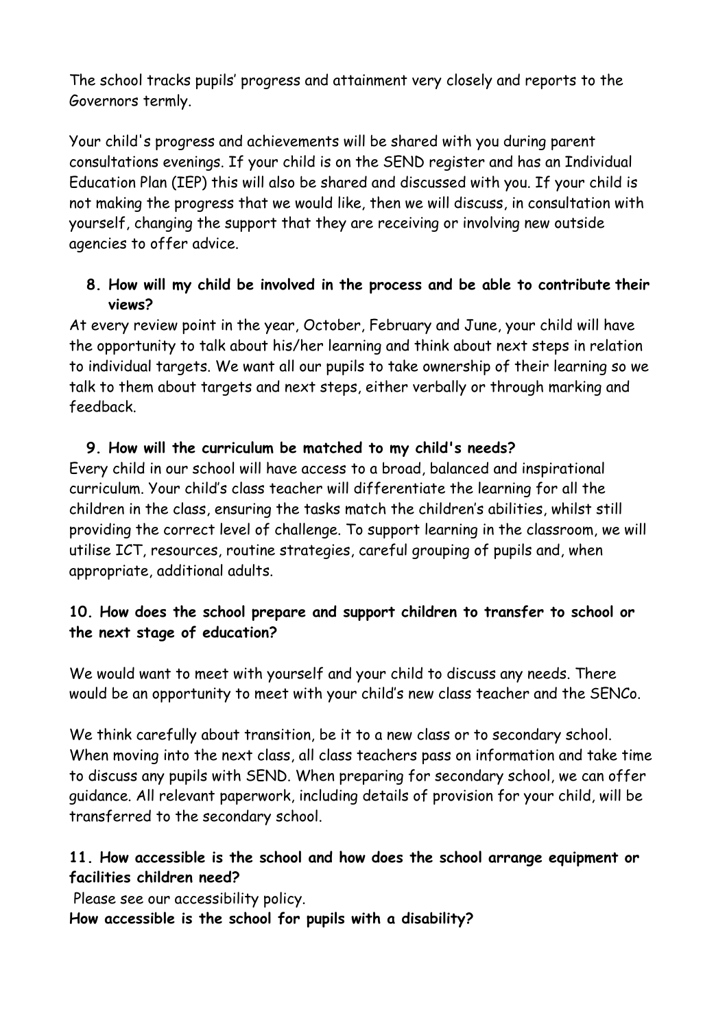The school tracks pupils' progress and attainment very closely and reports to the Governors termly.

Your child's progress and achievements will be shared with you during parent consultations evenings. If your child is on the SEND register and has an Individual Education Plan (IEP) this will also be shared and discussed with you. If your child is not making the progress that we would like, then we will discuss, in consultation with yourself, changing the support that they are receiving or involving new outside agencies to offer advice.

**8. How will my child be involved in the process and be able to contribute their views?**

At every review point in the year, October, February and June, your child will have the opportunity to talk about his/her learning and think about next steps in relation to individual targets. We want all our pupils to take ownership of their learning so we talk to them about targets and next steps, either verbally or through marking and feedback.

**9. How will the curriculum be matched to my child's needs?**

Every child in our school will have access to a broad, balanced and inspirational curriculum. Your child's class teacher will differentiate the learning for all the children in the class, ensuring the tasks match the children's abilities, whilst still providing the correct level of challenge. To support learning in the classroom, we will utilise ICT, resources, routine strategies, careful grouping of pupils and, when appropriate, additional adults.

**10. How does the school prepare and support children to transfer to school or the next stage of education?**

We would want to meet with yourself and your child to discuss any needs. There would be an opportunity to meet with your child's new class teacher and the SENCo.

We think carefully about transition, be it to a new class or to secondary school. When moving into the next class, all class teachers pass on information and take time to discuss any pupils with SEND. When preparing for secondary school, we can offer guidance. All relevant paperwork, including details of provision for your child, will be transferred to the secondary school.

**11. How accessible is the school and how does the school arrange equipment or facilities children need?**

Please see our accessibility policy.

**How accessible is the school for pupils with a disability?**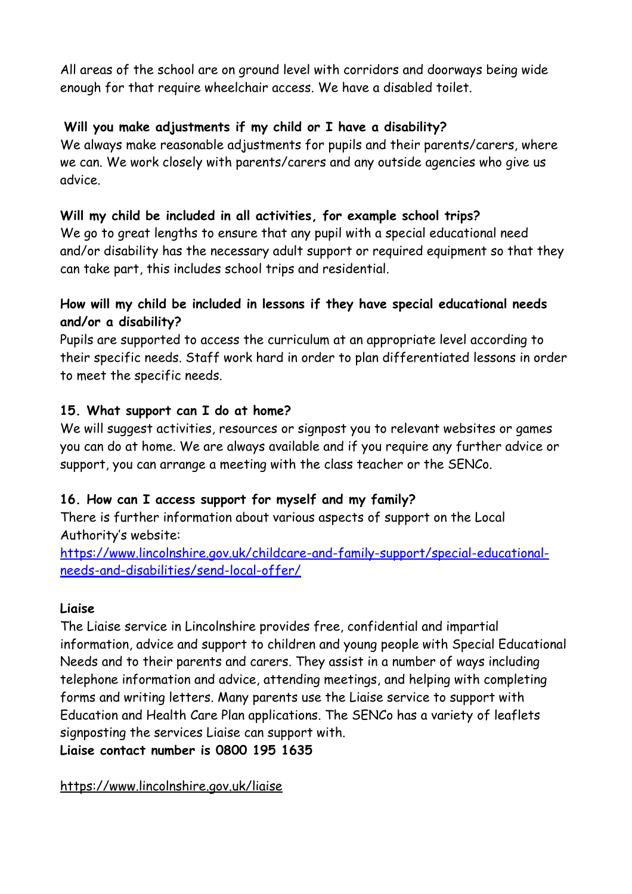All areas of the school are on ground level with corridors and doorways being wide enough for that require wheelchair access. We have a disabled toilet.

**Will you make adjustments if my child or I have a disability?**

We always make reasonable adjustments for pupils and their parents/carers, where we can. We work closely with parents/carers and any outside agencies who give us advice.

**Will my child be included in all activities, for example school trips?**

We go to great lengths to ensure that any pupil with a special educational need and/or disability has the necessary adult support or required equipment so that they can take part, this includes school trips and residential.

**How will my child be included in lessons if they have special educational needs and/or a disability?**

Pupils are supported to access the curriculum at an appropriate level according to their specific needs. Staff work hard in order to plan differentiated lessons in order to meet the specific needs.

**15. What support can I do at home?**

We will suggest activities, resources or signpost you to relevant websites or games you can do at home. We are always available and if you require any further advice or support, you can arrange a meeting with the class teacher or the SENCo.

**16. How can I access support for myself and my family?**

There is further information about various aspects of support on the Local Authority's website:
https://www.lincolnshire.gov.uk/childcare-and-family-support/special-educational-needs-and-disabilities/send-local-offer/

**Liaise**

The Liaise service in Lincolnshire provides free, confidential and impartial information, advice and support to children and young people with Special Educational Needs and to their parents and carers. They assist in a number of ways including telephone information and advice, attending meetings, and helping with completing forms and writing letters. Many parents use the Liaise service to support with Education and Health Care Plan applications. The SENCo has a variety of leaflets signposting the services Liaise can support with.

**Liaise contact number is 0800 195 1635**

https://www.lincolnshire.gov.uk/liaise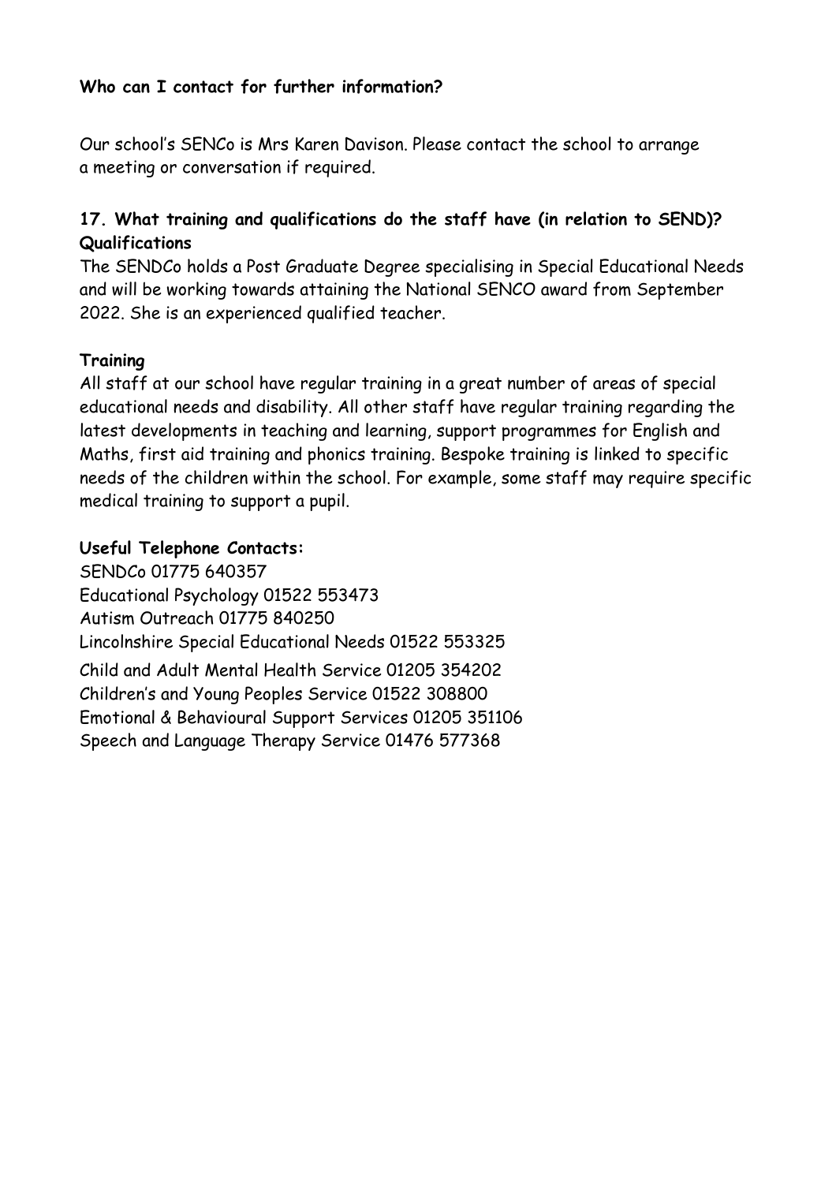**Who can I contact for further information?**

Our school's SENCo is Mrs Karen Davison. Please contact the school to arrange a meeting or conversation if required.

## 17. What training and qualifications do the staff have (in relation to SEND)?

**Qualifications**

The SENDCo holds a Post Graduate Degree specialising in Special Educational Needs and will be working towards attaining the National SENCO award from September 2022. She is an experienced qualified teacher.

**Training**

All staff at our school have regular training in a great number of areas of special educational needs and disability. All other staff have regular training regarding the latest developments in teaching and learning, support programmes for English and Maths, first aid training and phonics training. Bespoke training is linked to specific needs of the children within the school. For example, some staff may require specific medical training to support a pupil.

**Useful Telephone Contacts:**

SENDCo 01775 640357
Educational Psychology 01522 553473
Autism Outreach 01775 840250
Lincolnshire Special Educational Needs 01522 553325
Child and Adult Mental Health Service 01205 354202
Children's and Young Peoples Service 01522 308800
Emotional & Behavioural Support Services 01205 351106
Speech and Language Therapy Service 01476 577368